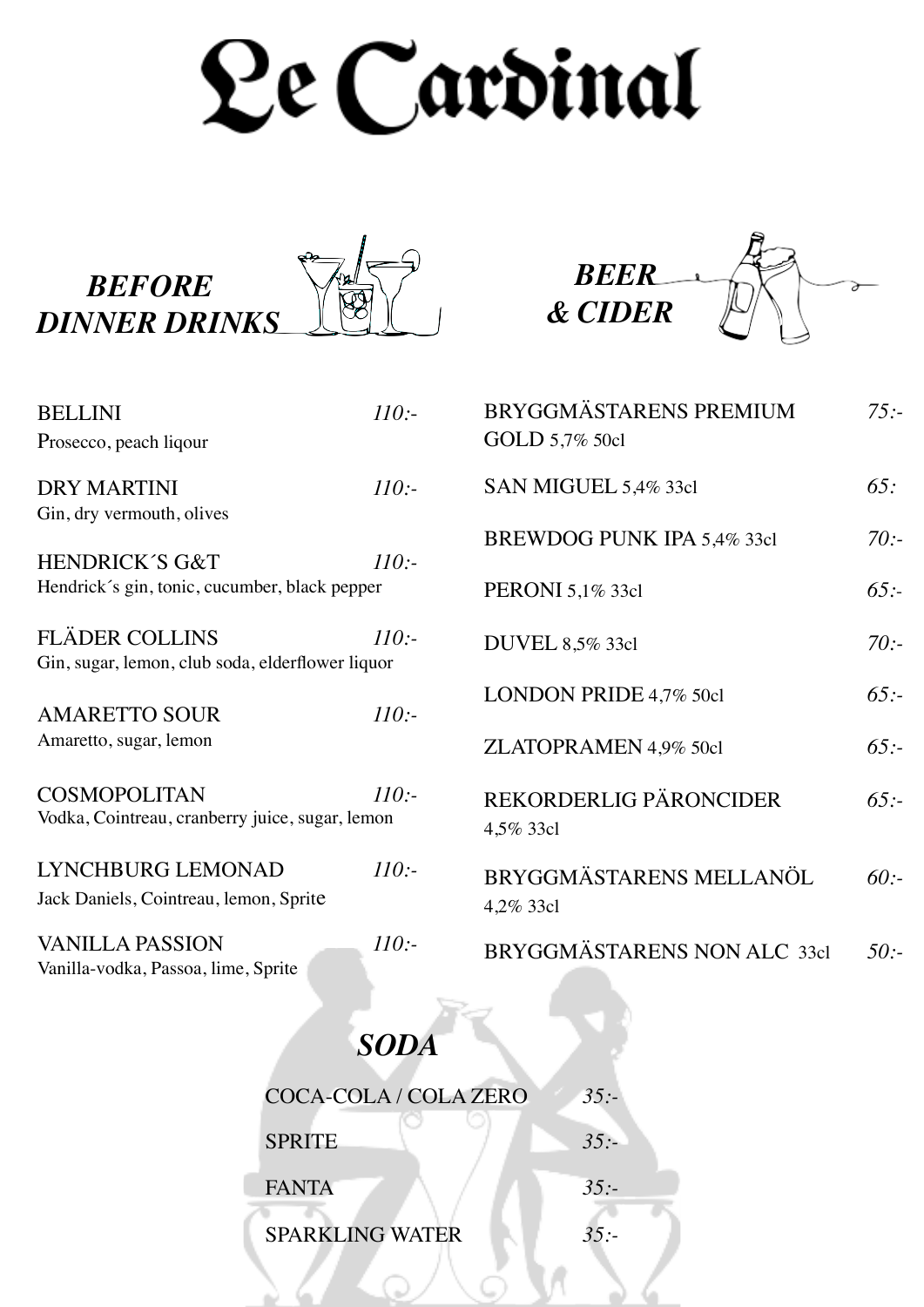# Le Cardinal

## *BEFORE DINNER DRINKS*

BELLINI *110:-*
Prosecco, peach liqour

DRY MARTINI *110:-*
Gin, dry vermouth, olives

HENDRICK´S G&T *110:-*
Hendrick´s gin, tonic, cucumber, black pepper

FLÄDER COLLINS *110:-*
Gin, sugar, lemon, club soda, elderflower liquor

AMARETTO SOUR *110:-*
Amaretto, sugar, lemon

COSMOPOLITAN *110:-*
Vodka, Cointreau, cranberry juice, sugar, lemon

LYNCHBURG LEMONAD *110:-*
Jack Daniels, Cointreau, lemon, Sprite

VANILLA PASSION *110:-*
Vanilla-vodka, Passoa, lime, Sprite

## *BEER & CIDER*

BRYGGMÄSTARENS PREMIUM GOLD 5,7% 50cl *75:-*

SAN MIGUEL 5,4% 33cl *65:*

BREWDOG PUNK IPA 5,4% 33cl *70:-*

PERONI 5,1% 33cl *65:-*

DUVEL 8,5% 33cl *70:-*

LONDON PRIDE 4,7% 50cl *65:-*

ZLATOPRAMEN 4,9% 50cl *65:-*

REKORDERLIG PÄRONCIDER 4,5% 33cl *65:-*

BRYGGMÄSTARENS MELLANÖL 4,2% 33cl *60:-*

BRYGGMÄSTARENS NON ALC 33cl *50:-*

## *SODA*

COCA-COLA / COLA ZERO *35:-*

SPRITE *35:-*

FANTA *35:-*

SPARKLING WATER *35:-*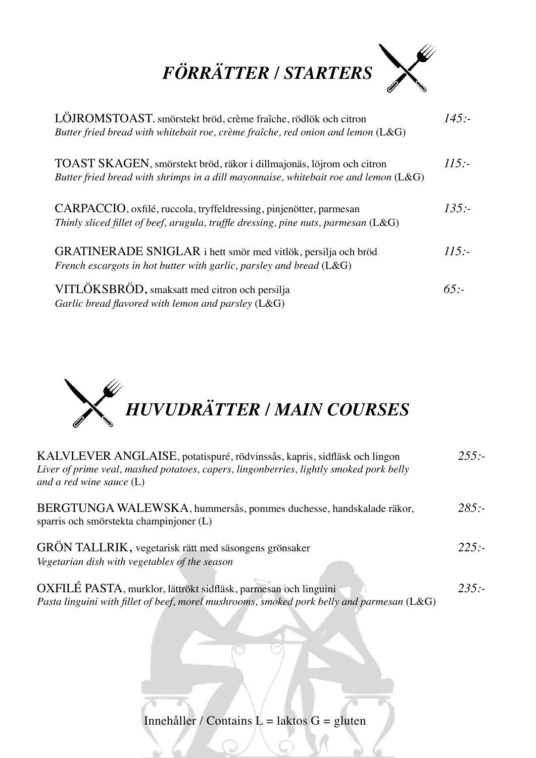# *FÖRRÄTTER / STARTERS*

LÖJROMSTOAST. smörstekt bröd, crème fraîche, rödlök och citron *145:-*
*Butter fried bread with whitebait roe, crème fraîche, red onion and lemon* (L&G)

TOAST SKAGEN, smörstekt bröd, räkor i dillmajonäs, löjrom och citron *115:-*
*Butter fried bread with shrimps in a dill mayonnaise, whitebait roe and lemon* (L&G)

CARPACCIO, oxfilé, ruccola, tryffeldressing, pinjenötter, parmesan *135:-*
*Thinly sliced fillet of beef, arugula, truffle dressing, pine nuts, parmesan* (L&G)

GRATINERADE SNIGLAR i hett smör med vitlök, persilja och bröd *115:-*
*French escargots in hot butter with garlic, parsley and bread* (L&G)

VITLÖKSBRÖD, smaksatt med citron och persilja *65:-*
*Garlic bread flavored with lemon and parsley* (L&G)

# *HUVUDRÄTTER / MAIN COURSES*

KALVLEVER ANGLAISE, potatispuré, rödvinssås, kapris, sidfläsk och lingon *255:-*
*Liver of prime veal, mashed potatoes, capers, lingonberries, lightly smoked pork belly and a red wine sauce* (L)

BERGTUNGA WALEWSKA, hummersås, pommes duchesse, handskalade räkor, sparris och smörstekta champinjoner (L) *285:-*

GRÖN TALLRIK, vegetarisk rätt med säsongens grönsaker *225:-*
*Vegetarian dish with vegetables of the season*

OXFILÉ PASTA, murklor, lättrökt sidfläsk, parmesan och linguini *235:-*
*Pasta linguini with fillet of beef, morel mushrooms, smoked pork belly and parmesan* (L&G)

Innehåller / Contains L = laktos G = gluten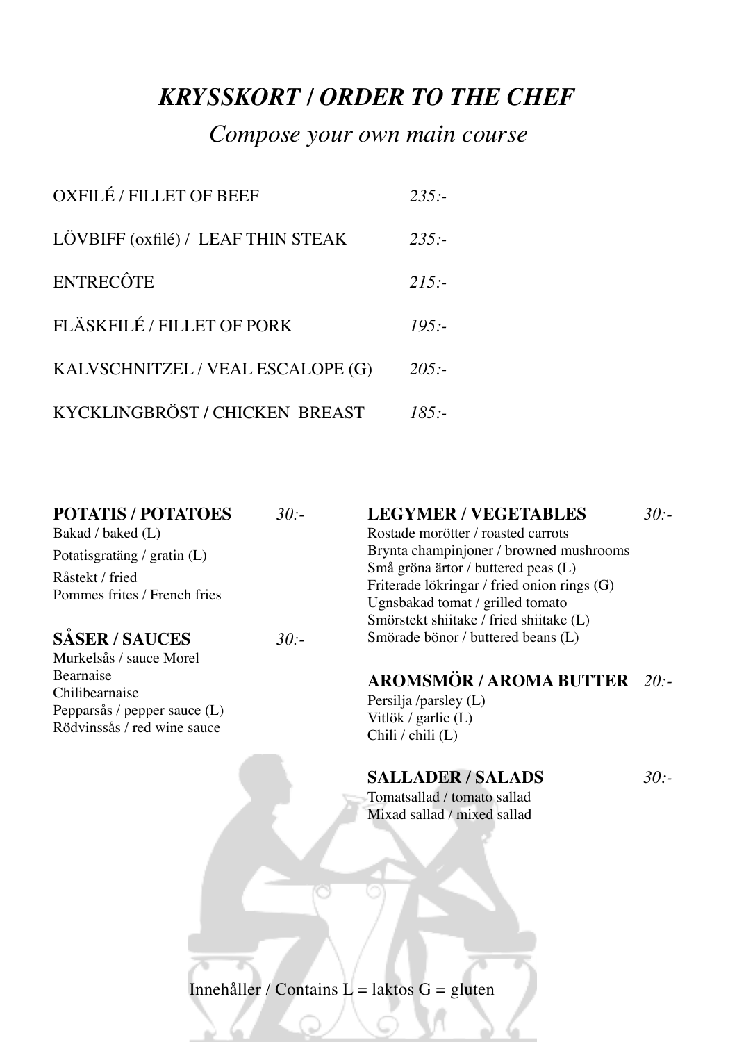# *KRYSSKORT / ORDER TO THE CHEF*

*Compose your own main course*

| | |
|---|---|
| OXFILÉ / FILLET OF BEEF | *235:-* |
| LÖVBIFF (oxfilé) / LEAF THIN STEAK | *235:-* |
| ENTRECÔTE | *215:-* |
| FLÄSKFILÉ / FILLET OF PORK | *195:-* |
| KALVSCHNITZEL / VEAL ESCALOPE (G) | *205:-* |
| KYCKLINGBRÖST / CHICKEN BREAST | *185:-* |

**POTATIS / POTATOES** *30:-*

Bakad / baked (L)
Potatisgratäng / gratin (L)
Råstekt / fried
Pommes frites / French fries

**SÅSER / SAUCES** *30:-*

Murkelsås / sauce Morel
Bearnaise
Chilibearnaise
Pepparsås / pepper sauce (L)
Rödvinssås / red wine sauce

**LEGYMER / VEGETABLES** *30:-*

Rostade morötter / roasted carrots
Brynta champinjoner / browned mushrooms
Små gröna ärtor / buttered peas (L)
Friterade lökringar / fried onion rings (G)
Ugnsbakad tomat / grilled tomato
Smörstekt shiitake / fried shiitake (L)
Smörade bönor / buttered beans (L)

**AROMSMÖR / AROMA BUTTER** *20:-*

Persilja /parsley (L)
Vitlök / garlic (L)
Chili / chili (L)

**SALLADER / SALADS** *30:-*

Tomatsallad / tomato sallad
Mixad sallad / mixed sallad

Innehåller / Contains L = laktos G = gluten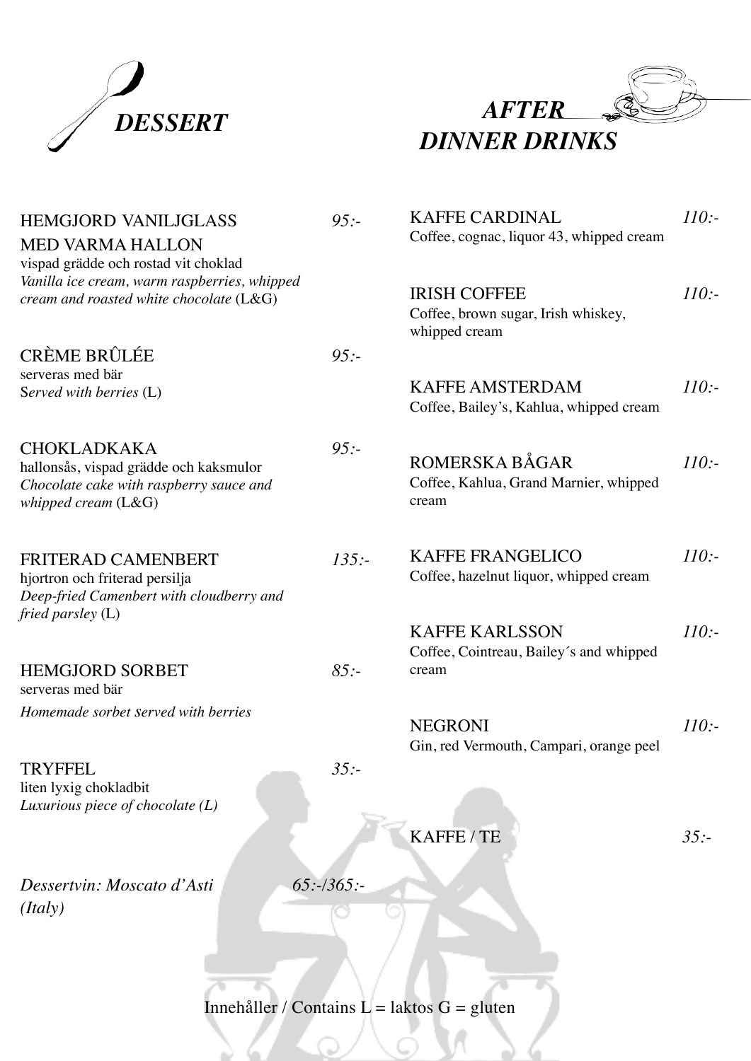# *DESSERT*

**HEMGJORD VANILJGLASS MED VARMA HALLON** — *95:-*
vispad grädde och rostad vit choklad
*Vanilla ice cream, warm raspberries, whipped cream and roasted white chocolate* (L&G)

**CRÈME BRÛLÉE** — *95:-*
serveras med bär
S*erved with berries* (L)

**CHOKLADKAKA** — *95:-*
hallonsås, vispad grädde och kaksmulor
*Chocolate cake with raspberry sauce and whipped cream* (L&G)

**FRITERAD CAMENBERT** — *135:-*
hjortron och friterad persilja
*Deep-fried Camenbert with cloudberry and fried parsley* (L)

**HEMGJORD SORBET** — *85:-*
serveras med bär
*Homemade sorbet served with berries*

**TRYFFEL** — *35:-*
liten lyxig chokladbit
*Luxurious piece of chocolate (L)*

*Dessertvin: Moscato d'Asti (Italy)* — *65:-/365:-*

# *AFTER DINNER DRINKS*

**KAFFE CARDINAL** — *110:-*
Coffee, cognac, liquor 43, whipped cream

**IRISH COFFEE** — *110:-*
Coffee, brown sugar, Irish whiskey, whipped cream

**KAFFE AMSTERDAM** — *110:-*
Coffee, Bailey's, Kahlua, whipped cream

**ROMERSKA BÅGAR** — *110:-*
Coffee, Kahlua, Grand Marnier, whipped cream

**KAFFE FRANGELICO** — *110:-*
Coffee, hazelnut liquor, whipped cream

**KAFFE KARLSSON** — *110:-*
Coffee, Cointreau, Bailey´s and whipped cream

**NEGRONI** — *110:-*
Gin, red Vermouth, Campari, orange peel

**KAFFE / TE** — *35:-*

Innehåller / Contains L = laktos G = gluten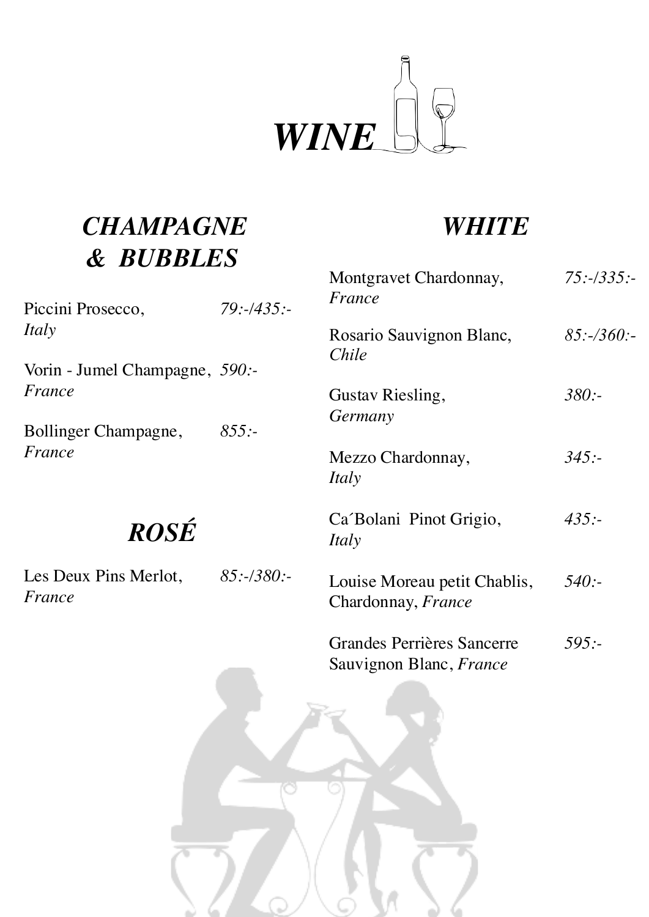# *WINE*

## *CHAMPAGNE & BUBBLES*

Piccini Prosecco, *Italy* — *79:-/435:-*

Vorin - Jumel Champagne, *France* — *590:-*

Bollinger Champagne, *France* — *855:-*

## *ROSÉ*

Les Deux Pins Merlot, *France* — *85:-/380:-*

## *WHITE*

Montgravet Chardonnay, *France* — *75:-/335:-*

Rosario Sauvignon Blanc, *Chile* — *85:-/360:-*

Gustav Riesling, *Germany* — *380:-*

Mezzo Chardonnay, *Italy* — *345:-*

Ca´Bolani Pinot Grigio, *Italy* — *435:-*

Louise Moreau petit Chablis, Chardonnay, *France* — *540:-*

Grandes Perrières Sancerre Sauvignon Blanc, *France* — *595:-*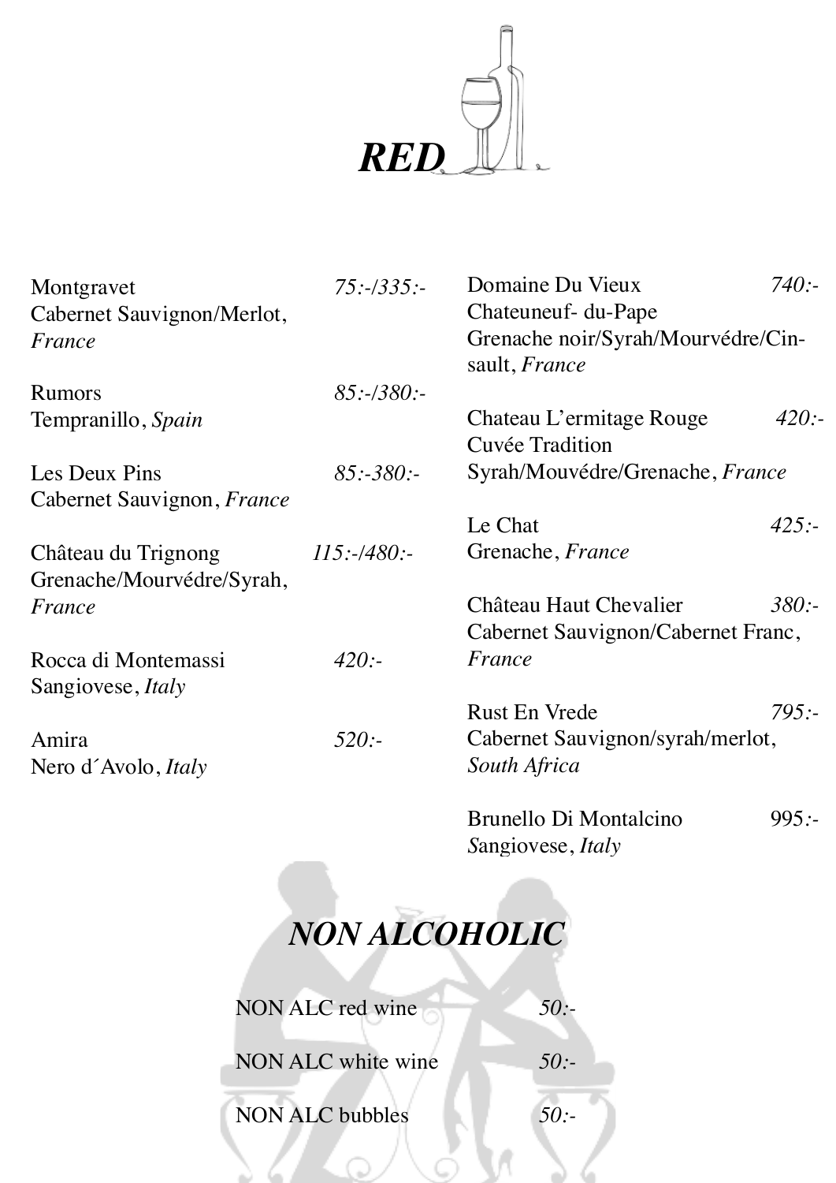# *RED*

Montgravet *75:-/335:-*
Cabernet Sauvignon/Merlot, *France*

Rumors *85:-/380:-*
Tempranillo, *Spain*

Les Deux Pins *85:-380:-*
Cabernet Sauvignon, *France*

Château du Trignong *115:-/480:-*
Grenache/Mourvédre/Syrah, *France*

Rocca di Montemassi *420:-*
Sangiovese, *Italy*

Amira *520:-*
Nero d´Avolo, *Italy*

Domaine Du Vieux *740:-*
Chateuneuf- du-Pape
Grenache noir/Syrah/Mourvédre/Cinsault, *France*

Chateau L'ermitage Rouge *420:-*
Cuvée Tradition
Syrah/Mouvédre/Grenache, *France*

Le Chat *425:-*
Grenache, *France*

Château Haut Chevalier *380:-*
Cabernet Sauvignon/Cabernet Franc, *France*

Rust En Vrede *795:-*
Cabernet Sauvignon/syrah/merlot, *South Africa*

Brunello Di Montalcino 995*:-*
Sangiovese, *Italy*

## *NON ALCOHOLIC*

NON ALC red wine *50:-*

NON ALC white wine *50:-*

NON ALC bubbles *50:-*